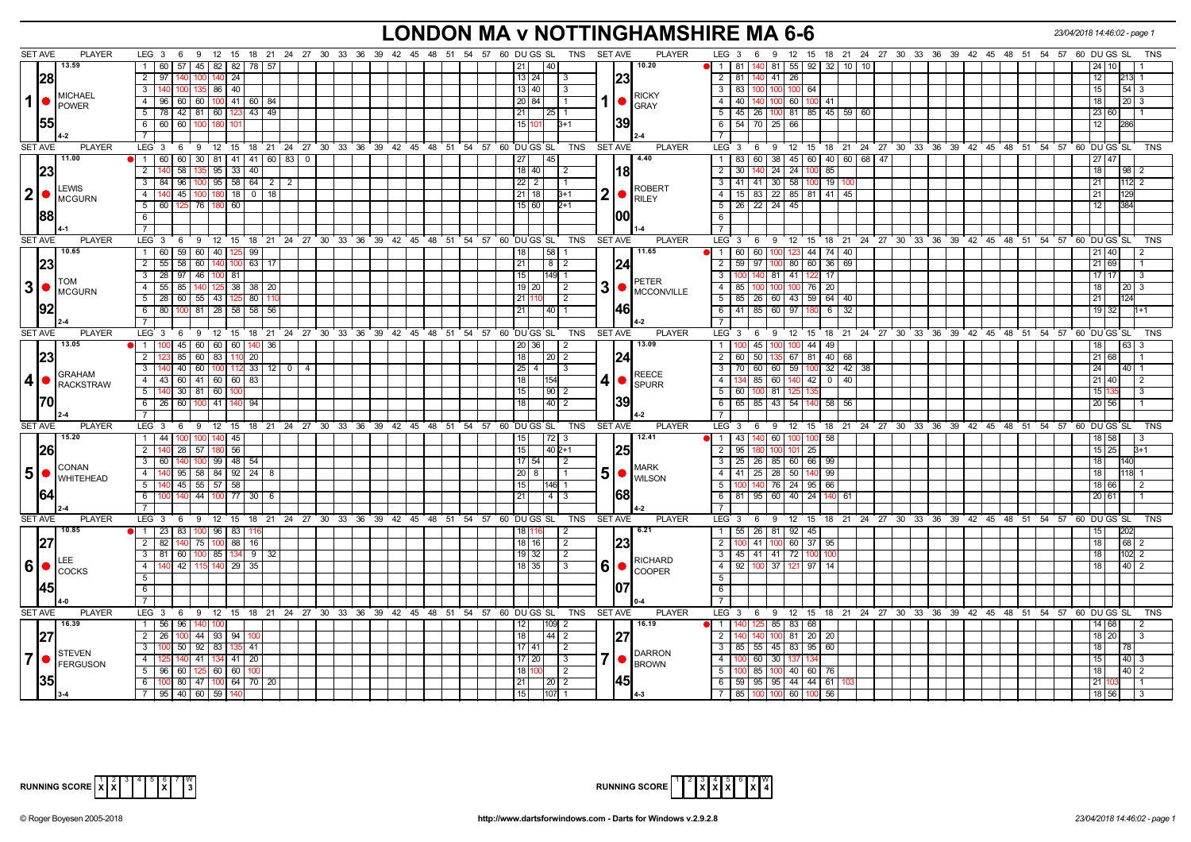# LONDON MA v NOTTINGHAMSHIRE MA 6-6

23/04/2018 14:46:02

## Match 1: Michael Power (SET AVE 13.59 / 28.55, 4-2) v Ricky Gray (SET AVE 10.20 / 23.39, 2-4)

| Player | Leg | Scores | DU | GS | SL | TNS |
|---|---|---|---|---|---|---|
| Michael Power | 1 | 60 57 45 82 82 78 57 | 21 | | 40 | |
| | 2 | 97 140 100 140 24 | 13 | 24 | | 3 |
| | 3 | 140 100 135 86 40 | 13 | 40 | | 3 |
| | 4 | 96 60 60 100 41 60 84 | 20 | 84 | | 1 |
| | 5 | 78 42 81 60 123 43 49 | 21 | | 25 | 1 |
| | 6 | 60 60 100 180 101 | 15 | 101 | | 3+1 |
| Ricky Gray | 1 | 81 140 81 55 92 32 10 10 | 24 | 10 | | 1 |
| | 2 | 81 140 41 26 | 12 | | 213 | 1 |
| | 3 | 83 100 100 100 64 | 15 | | 54 | 3 |
| | 4 | 40 140 100 60 100 41 | 18 | | 20 | 3 |
| | 5 | 45 26 100 81 85 45 59 60 | 23 | 60 | | 1 |
| | 6 | 54 70 25 66 | 12 | | 286 | |

## Match 2: Lewis McGurn (SET AVE 11.00 / 23.88, 4-1) v Robert Riley (SET AVE 4.40 / 18.00, 1-4)

| Player | Leg | Scores | DU | GS | SL | TNS |
|---|---|---|---|---|---|---|
| Lewis McGurn | 1 | 60 60 30 81 41 41 60 83 0 | 27 | | 45 | |
| | 2 | 140 58 135 95 33 40 | 18 | 40 | | 2 |
| | 3 | 84 96 100 95 58 64 2 2 | 22 | 2 | | 1 |
| | 4 | 140 45 100 180 18 0 18 | 21 | 18 | | 3+1 |
| | 5 | 60 125 76 180 60 | 15 | 60 | | 2+1 |
| Robert Riley | 1 | 83 60 38 45 60 40 60 68 47 | 27 | 47 | | |
| | 2 | 30 140 24 24 100 85 | 18 | | 98 | 2 |
| | 3 | 41 41 30 58 100 19 100 | 21 | | 112 | 2 |
| | 4 | 15 83 22 85 81 41 45 | 21 | | 129 | |
| | 5 | 26 22 24 45 | 12 | | 384 | |

## Match 3: Tom McGurn (SET AVE 10.65 / 23.92, 2-4) v Peter McConville (SET AVE 11.65 / 24.46, 4-2)

| Player | Leg | Scores | DU | GS | SL | TNS |
|---|---|---|---|---|---|---|
| Tom McGurn | 1 | 60 59 60 40 125 99 | 18 | | 58 | 1 |
| | 2 | 55 58 60 140 100 63 17 | 21 | | 8 | 2 |
| | 3 | 28 97 46 100 81 | 15 | | 149 | 1 |
| | 4 | 55 85 140 125 38 38 20 | 19 | 20 | | 2 |
| | 5 | 28 60 55 43 125 80 110 | 21 | 110 | | 2 |
| | 6 | 80 100 81 28 58 58 56 | 21 | | 40 | 1 |
| Peter McConville | 1 | 60 60 100 123 44 74 40 | 21 | 40 | | 2 |
| | 2 | 59 97 100 80 60 36 69 | 21 | 69 | | 1 |
| | 3 | 100 140 81 41 122 17 | 17 | 17 | | 3 |
| | 4 | 85 100 100 100 76 20 | 18 | | 20 | 3 |
| | 5 | 85 26 60 43 59 64 40 | 21 | | 124 | |
| | 6 | 41 85 60 97 180 6 32 | 19 | 32 | | 1+1 |

## Match 4: Graham Rackstraw (SET AVE 13.05 / 23.70, 2-4) v Reece Spurr (SET AVE 13.09 / 24.39, 4-2)

| Player | Leg | Scores | DU | GS | SL | TNS |
|---|---|---|---|---|---|---|
| Graham Rackstraw | 1 | 100 45 60 60 60 140 36 | 20 | 36 | | 2 |
| | 2 | 123 85 60 83 110 20 | 18 | | 20 | 2 |
| | 3 | 140 40 60 100 112 33 12 0 4 | 25 | 4 | | 3 |
| | 4 | 43 60 41 60 60 83 | 18 | | 154 | |
| | 5 | 140 30 81 60 100 | 15 | | 90 | 2 |
| | 6 | 26 60 100 41 140 94 | 18 | | 40 | 2 |
| Reece Spurr | 1 | 100 45 100 100 44 49 | 18 | | 63 | 3 |
| | 2 | 60 50 135 67 81 40 68 | 21 | 68 | | 1 |
| | 3 | 70 60 60 59 100 32 42 38 | 24 | | 40 | 1 |
| | 4 | 134 85 60 140 42 0 40 | 21 | 40 | | 2 |
| | 5 | 60 100 81 125 135 | 15 | 135 | | 3 |
| | 6 | 65 85 43 54 140 58 56 | 20 | 56 | | 1 |

## Match 5: Conan Whitehead (SET AVE 15.20 / 26.64, 2-4) v Mark Wilson (SET AVE 12.41 / 25.68, 4-2)

| Player | Leg | Scores | DU | GS | SL | TNS |
|---|---|---|---|---|---|---|
| Conan Whitehead | 1 | 44 100 100 140 45 | 15 | | 72 | 3 |
| | 2 | 140 28 57 180 56 | 15 | | 40 | 2+1 |
| | 3 | 60 140 100 99 48 54 | 17 | 54 | | 2 |
| | 4 | 140 95 58 84 92 24 8 | 20 | 8 | | 1 |
| | 5 | 140 45 55 57 58 | 15 | | 146 | 1 |
| | 6 | 100 140 44 100 77 30 6 | 21 | | 4 | 3 |
| Mark Wilson | 1 | 43 140 60 100 100 58 | 18 | 58 | | 3 |
| | 2 | 95 180 100 101 25 | 15 | 25 | | 3+1 |
| | 3 | 25 26 85 60 66 99 | 18 | | 140 | |
| | 4 | 41 25 28 50 140 99 | 18 | | 118 | 1 |
| | 5 | 100 140 76 24 95 66 | 18 | 66 | | 2 |
| | 6 | 81 95 60 40 24 140 61 | 20 | 61 | | 1 |

## Match 6: Lee Cocks (SET AVE 10.85 / 27.45, 4-0) v Richard Cooper (SET AVE 6.21 / 23.07, 0-4)

| Player | Leg | Scores | DU | GS | SL | TNS |
|---|---|---|---|---|---|---|
| Lee Cocks | 1 | 23 83 100 96 83 116 | 18 | 116 | | 2 |
| | 2 | 82 140 75 100 88 16 | 18 | 16 | | 2 |
| | 3 | 81 60 100 85 134 9 32 | 19 | 32 | | 2 |
| | 4 | 140 42 115 140 29 35 | 18 | 35 | | 3 |
| Richard Cooper | 1 | 55 26 81 92 45 | 15 | | 202 | |
| | 2 | 100 41 100 60 37 95 | 18 | | 68 | 2 |
| | 3 | 45 41 41 72 100 100 | 18 | | 102 | 2 |
| | 4 | 92 100 37 121 97 14 | 18 | | 40 | 2 |

## Match 7: Steven Ferguson (SET AVE 16.39 / 27.35, 3-4) v Darron Brown (SET AVE 16.19 / 27.45, 4-3)

| Player | Leg | Scores | DU | GS | SL | TNS |
|---|---|---|---|---|---|---|
| Steven Ferguson | 1 | 56 96 140 100 | 12 | | 109 | 2 |
| | 2 | 26 100 44 93 94 100 | 18 | | 44 | 2 |
| | 3 | 100 50 92 83 135 41 | 17 | 41 | | 2 |
| | 4 | 125 140 41 134 41 20 | 17 | 20 | | 3 |
| | 5 | 96 60 125 60 60 100 | 18 | 100 | | 2 |
| | 6 | 100 80 47 100 64 70 20 | 21 | | 20 | 2 |
| | 7 | 95 40 60 59 140 | 15 | | 107 | 1 |
| Darron Brown | 1 | 140 125 85 83 68 | 14 | 68 | | 2 |
| | 2 | 140 140 100 81 20 20 | 18 | 20 | | 3 |
| | 3 | 85 55 45 83 95 60 | 18 | | 78 | |
| | 4 | 100 60 30 137 134 | 15 | | 40 | 3 |
| | 5 | 100 85 100 40 60 76 | 18 | | 40 | 2 |
| | 6 | 59 95 95 44 44 61 103 | 21 | 103 | | 1 |
| | 7 | 85 100 100 60 100 56 | 18 | 56 | | 3 |

RUNNING SCORE (London MA): X X . . . X . — 3

RUNNING SCORE (Nottinghamshire MA): . . X X X . X — 4

© Roger Boyesen 2005-2018 — http://www.dartsforwindows.com - Darts for Windows v.2.9.2.8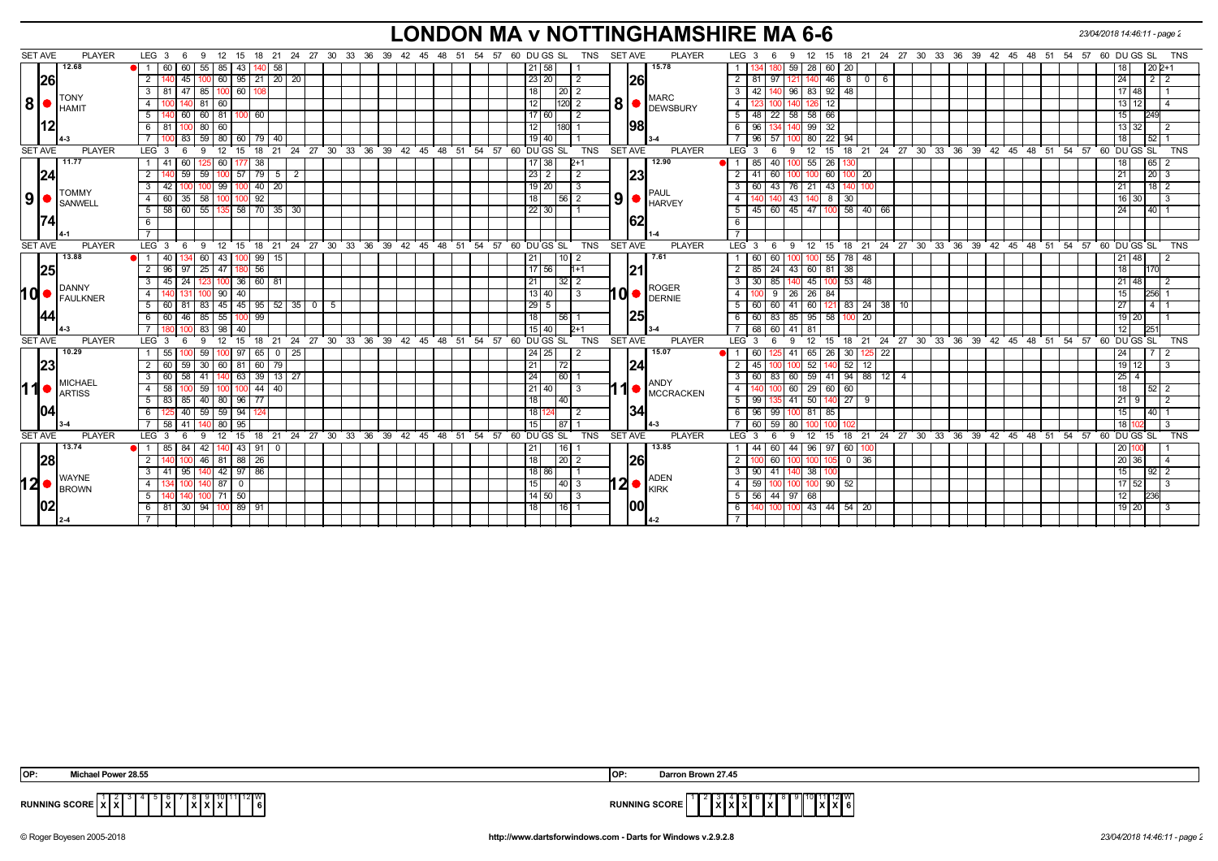# LONDON MA v NOTTINGHAMSHIRE MA 6-6

23/04/2018 14:46:11 - page 2

| SET AVE | PLAYER | LEG | 3 | 6 | 9 | 12 | 15 | 18 | 21 | 24 | 27 | 30 | DU | GS | SL | TNS | SET AVE | PLAYER | LEG | 3 | 6 | 9 | 12 | 15 | 18 | 21 | 24 | 27 | 30 | DU | GS | SL | TNS |
|---|---|---|---|---|---|---|---|---|---|---|---|---|---|---|---|---|---|---|---|---|---|---|---|---|---|---|---|---|---|---|---|---|---|
| 12.68 | 8 TONY HAMIT | 1 | 60 | 60 | 55 | 85 | 43 | 140 | 58 | | | | 21 | 58 | | 1 | 15.78 | 8 MARC DEWSBURY | 1 | 134 | 180 | 59 | 28 | 60 | 20 | | | | | 18 | | 20 | 2+1 |
| 26 | | 2 | 140 | 45 | 100 | 60 | 95 | 21 | 20 | 20 | | | 23 | 20 | | 2 | 26 | | 2 | 81 | 97 | 121 | 140 | 46 | 8 | 0 | 6 | | | 24 | | 2 | 2 |
| | | 3 | 81 | 47 | 85 | 100 | 60 | 108 | | | | | 18 | | 20 | 2 | | | 3 | 42 | 140 | 96 | 83 | 92 | 48 | | | | | 17 | 48 | | 1 |
| | | 4 | 100 | 140 | 81 | 60 | | | | | | | 12 | | 120 | 2 | | | 4 | 123 | 100 | 140 | 126 | 12 | | | | | | 13 | 12 | | 4 |
| 12 | | 5 | 140 | 60 | 60 | 81 | 100 | 60 | | | | | 17 | 60 | | 2 | 98 | | 5 | 48 | 22 | 58 | 58 | 66 | | | | | | 15 | | 249 | |
| | | 6 | 81 | 100 | 80 | 60 | | | | | | | 12 | | 180 | 1 | | | 6 | 96 | 134 | 140 | 99 | 32 | | | | | | 13 | 32 | | 2 |
| 4-3 | | 7 | 100 | 83 | 59 | 80 | 60 | 79 | 40 | | | | 19 | 40 | | 1 | 3-4 | | 7 | 96 | 57 | 100 | 80 | 22 | 94 | | | | | 18 | | 52 | 1 |
| 11.77 | 9 TOMMY SANWELL | 1 | 41 | 60 | 125 | 60 | 177 | 38 | | | | | 17 | 38 | | 2+1 | 12.90 | 9 PAUL HARVEY | 1 | 85 | 40 | 100 | 55 | 26 | 130 | | | | | 18 | | 65 | 2 |
| 24 | | 2 | 140 | 59 | 59 | 100 | 57 | 79 | 5 | 2 | | | 23 | 2 | | 2 | 23 | | 2 | 41 | 60 | 100 | 100 | 60 | 100 | 20 | | | | 21 | | 20 | 3 |
| | | 3 | 42 | 100 | 100 | 99 | 100 | 40 | 20 | | | | 19 | 20 | | 3 | | | 3 | 60 | 43 | 76 | 21 | 43 | 140 | 100 | | | | 21 | | 18 | 2 |
| | | 4 | 60 | 35 | 58 | 100 | 100 | 92 | | | | | 18 | | 56 | 2 | | | 4 | 140 | 140 | 43 | 140 | 8 | 30 | | | | | 16 | 30 | | 3 |
| 74 | | 5 | 58 | 60 | 55 | 135 | 58 | 70 | 35 | 30 | | | 22 | 30 | | 1 | 62 | | 5 | 45 | 60 | 45 | 47 | 100 | 58 | 40 | 66 | | | 24 | | 40 | 1 |
| 4-1 | | 6 | | | | | | | | | | | | | | | 1-4 | | 6 | | | | | | | | | | | | | | |
| 13.88 | 10 DANNY FAULKNER | 1 | 40 | 134 | 60 | 43 | 100 | 99 | 15 | | | | 21 | | 10 | 2 | 7.61 | 10 ROGER DERNIE | 1 | 60 | 60 | 100 | 100 | 55 | 78 | 48 | | | | 21 | 48 | | 2 |
| 25 | | 2 | 96 | 97 | 25 | 47 | 180 | 56 | | | | | 17 | 56 | | 1+1 | 21 | | 2 | 85 | 24 | 43 | 60 | 81 | 38 | | | | | 18 | | 170 | |
| | | 3 | 45 | 24 | 123 | 100 | 36 | 60 | 81 | | | | 21 | | 32 | 2 | | | 3 | 30 | 85 | 140 | 45 | 100 | 53 | 48 | | | | 21 | 48 | | 2 |
| | | 4 | 140 | 131 | 100 | 90 | 40 | | | | | | 13 | 40 | | 3 | | | 4 | 100 | 9 | 26 | 26 | 84 | | | | | | 15 | | 256 | 1 |
| 44 | | 5 | 60 | 81 | 83 | 45 | 45 | 95 | 52 | 35 | 0 | 5 | 29 | 5 | | | 25 | | 5 | 60 | 60 | 41 | 60 | 121 | 83 | 24 | 38 | 10 | | 27 | | 4 | 1 |
| | | 6 | 60 | 46 | 85 | 55 | 100 | 99 | | | | | 18 | | 56 | 1 | | | 6 | 60 | 83 | 85 | 95 | 58 | 100 | 20 | | | | 19 | 20 | | 1 |
| 4-3 | | 7 | 180 | 100 | 83 | 98 | 40 | | | | | | 15 | 40 | | 2+1 | 3-4 | | 7 | 68 | 60 | 41 | 81 | | | | | | | 12 | | 251 | |
| 10.29 | 11 MICHAEL ARTISS | 1 | 55 | 100 | 59 | 100 | 97 | 65 | 0 | 25 | | | 24 | 25 | | 2 | 15.07 | 11 ANDY MCCRACKEN | 1 | 60 | 125 | 41 | 65 | 26 | 30 | 125 | 22 | | | 24 | | 7 | 2 |
| 23 | | 2 | 60 | 59 | 30 | 60 | 81 | 60 | 79 | | | | 21 | | 72 | | 24 | | 2 | 45 | 100 | 100 | 52 | 140 | 52 | 12 | | | | 19 | 12 | | 3 |
| | | 3 | 60 | 58 | 41 | 140 | 63 | 39 | 13 | 27 | | | 24 | | 60 | 1 | | | 3 | 60 | 83 | 60 | 59 | 41 | 94 | 88 | 12 | 4 | | 25 | 4 | | |
| | | 4 | 58 | 100 | 59 | 100 | 100 | 44 | 40 | | | | 21 | 40 | | 3 | | | 4 | 140 | 100 | 60 | 29 | 60 | 60 | | | | | 18 | | 52 | 2 |
| 04 | | 5 | 83 | 85 | 40 | 80 | 96 | 77 | | | | | 18 | | 40 | | 34 | | 5 | 99 | 135 | 41 | 50 | 140 | 27 | 9 | | | | 21 | 9 | | 2 |
| | | 6 | 125 | 40 | 59 | 59 | 94 | 124 | | | | | 18 | 124 | | 2 | | | 6 | 96 | 99 | 100 | 81 | 85 | | | | | | 15 | | 40 | 1 |
| 3-4 | | 7 | 58 | 41 | 140 | 80 | 95 | | | | | | 15 | | 87 | 1 | 4-3 | | 7 | 60 | 59 | 80 | 100 | 100 | 102 | | | | | 18 | 102 | | 3 |
| 13.74 | 12 WAYNE BROWN | 1 | 85 | 84 | 42 | 140 | 43 | 91 | 0 | | | | 21 | | 16 | 1 | 13.85 | 12 ADEN KIRK | 1 | 44 | 60 | 44 | 96 | 97 | 60 | 100 | | | | 20 | 100 | | 1 |
| 28 | | 2 | 140 | 100 | 46 | 81 | 88 | 26 | | | | | 18 | | 20 | 2 | 26 | | 2 | 100 | 60 | 100 | 100 | 105 | 0 | 36 | | | | 20 | 36 | | 4 |
| | | 3 | 41 | 95 | 140 | 42 | 97 | 86 | | | | | 18 | 86 | | 1 | | | 3 | 90 | 41 | 140 | 38 | 100 | | | | | | 15 | | 92 | 2 |
| | | 4 | 134 | 100 | 140 | 87 | 0 | | | | | | 15 | | 40 | 3 | | | 4 | 59 | 100 | 100 | 100 | 90 | 52 | | | | | 17 | 52 | | 3 |
| 02 | | 5 | 140 | 140 | 100 | 71 | 50 | | | | | | 14 | 50 | | 3 | 00 | | 5 | 56 | 44 | 97 | 68 | | | | | | | 12 | | 236 | |
| | | 6 | 81 | 30 | 94 | 100 | 89 | 91 | | | | | 18 | | 16 | 1 | | | 6 | 140 | 100 | 100 | 43 | 44 | 54 | 20 | | | | 19 | 20 | | 3 |
| 2-4 | | 7 | | | | | | | | | | | | | | | 4-2 | | 7 | | | | | | | | | | | | | | |

OP: Michael Power 28.55

OP: Darron Brown 27.45

RUNNING SCORE (London): 1 X, 2 X, 6 X, 8 X, 9 X, 10 X — W 6

RUNNING SCORE (Nottinghamshire): 3 X, 4 X, 5 X, 7 X, 11 X, 12 X — W 6

© Roger Boyesen 2005-2018 http://www.dartsforwindows.com - Darts for Windows v.2.9.2.8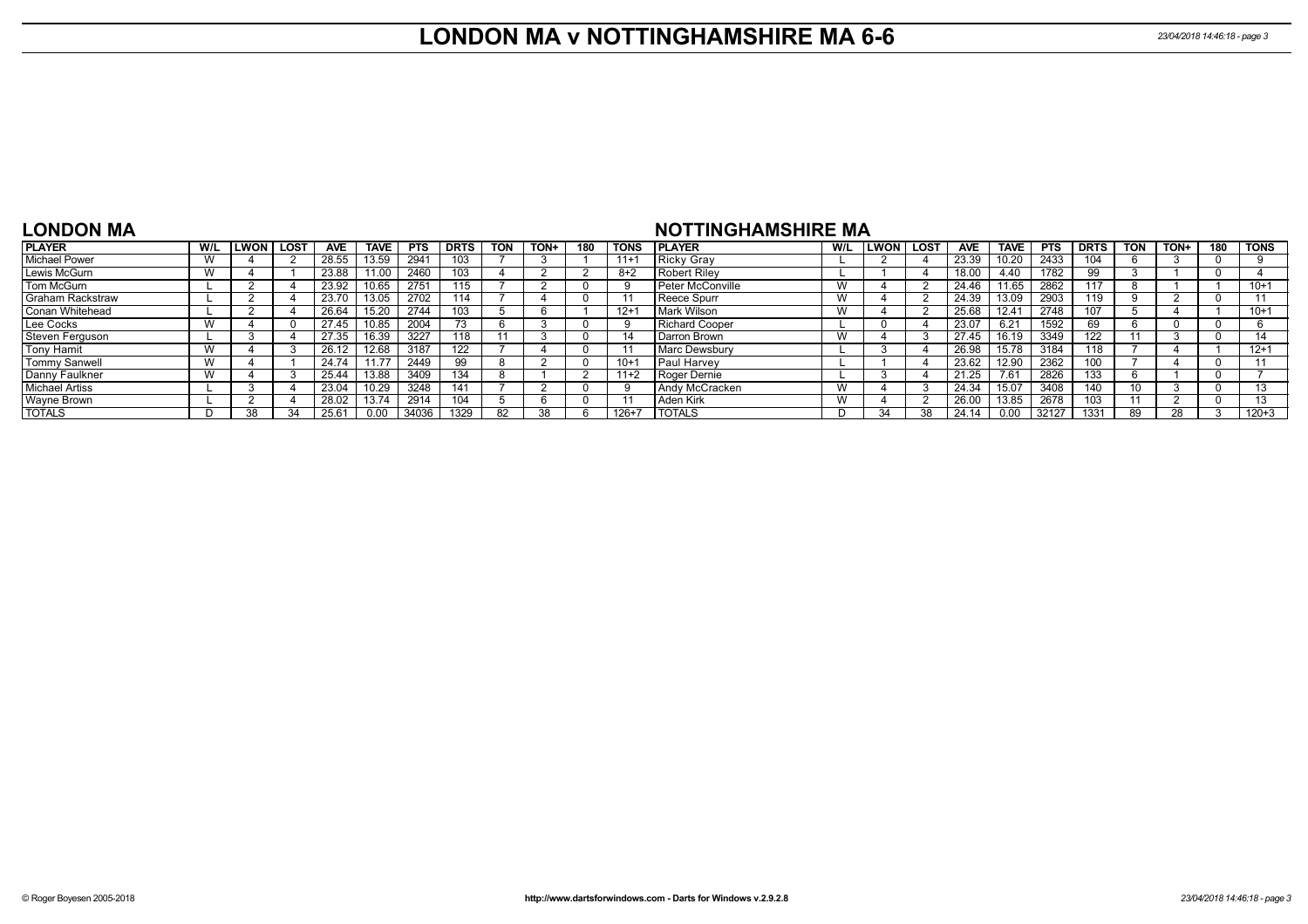# LONDON MA v NOTTINGHAMSHIRE MA 6-6

## LONDON MA

| PLAYER | W/L | LWON | LOST | AVE | TAVE | PTS | DRTS | TON | TON+ | 180 | TONS |
|---|---|---|---|---|---|---|---|---|---|---|---|
| Michael Power | W | 4 | 2 | 28.55 | 13.59 | 2941 | 103 | 7 | 3 | 1 | 11+1 |
| Lewis McGurn | W | 4 | 1 | 23.88 | 11.00 | 2460 | 103 | 4 | 2 | 2 | 8+2 |
| Tom McGurn | L | 2 | 4 | 23.92 | 10.65 | 2751 | 115 | 7 | 2 | 0 | 9 |
| Graham Rackstraw | L | 2 | 4 | 23.70 | 13.05 | 2702 | 114 | 7 | 4 | 0 | 11 |
| Conan Whitehead | L | 2 | 4 | 26.64 | 15.20 | 2744 | 103 | 5 | 6 | 1 | 12+1 |
| Lee Cocks | W | 4 | 0 | 27.45 | 10.85 | 2004 | 73 | 6 | 3 | 0 | 9 |
| Steven Ferguson | L | 3 | 4 | 27.35 | 16.39 | 3227 | 118 | 11 | 3 | 0 | 14 |
| Tony Hamit | W | 4 | 3 | 26.12 | 12.68 | 3187 | 122 | 7 | 4 | 0 | 11 |
| Tommy Sanwell | W | 4 | 1 | 24.74 | 11.77 | 2449 | 99 | 8 | 2 | 0 | 10+1 |
| Danny Faulkner | W | 4 | 3 | 25.44 | 13.88 | 3409 | 134 | 8 | 1 | 2 | 11+2 |
| Michael Artiss | L | 3 | 4 | 23.04 | 10.29 | 3248 | 141 | 7 | 2 | 0 | 9 |
| Wayne Brown | L | 2 | 4 | 28.02 | 13.74 | 2914 | 104 | 5 | 6 | 0 | 11 |
| TOTALS | D | 38 | 34 | 25.61 | 0.00 | 34036 | 1329 | 82 | 38 | 6 | 126+7 |

## NOTTINGHAMSHIRE MA

| PLAYER | W/L | LWON | LOST | AVE | TAVE | PTS | DRTS | TON | TON+ | 180 | TONS |
|---|---|---|---|---|---|---|---|---|---|---|---|
| Ricky Gray | L | 2 | 4 | 23.39 | 10.20 | 2433 | 104 | 6 | 3 | 0 | 9 |
| Robert Riley | L | 1 | 4 | 18.00 | 4.40 | 1782 | 99 | 3 | 1 | 0 | 4 |
| Peter McConville | W | 4 | 2 | 24.46 | 11.65 | 2862 | 117 | 8 | 1 | 1 | 10+1 |
| Reece Spurr | W | 4 | 2 | 24.39 | 13.09 | 2903 | 119 | 9 | 2 | 0 | 11 |
| Mark Wilson | W | 4 | 2 | 25.68 | 12.41 | 2748 | 107 | 5 | 4 | 1 | 10+1 |
| Richard Cooper | L | 0 | 4 | 23.07 | 6.21 | 1592 | 69 | 6 | 0 | 0 | 6 |
| Darron Brown | W | 4 | 3 | 27.45 | 16.19 | 3349 | 122 | 11 | 3 | 0 | 14 |
| Marc Dewsbury | L | 3 | 4 | 26.98 | 15.78 | 3184 | 118 | 7 | 4 | 1 | 12+1 |
| Paul Harvey | L | 1 | 4 | 23.62 | 12.90 | 2362 | 100 | 7 | 4 | 0 | 11 |
| Roger Dernie | L | 3 | 4 | 21.25 | 7.61 | 2826 | 133 | 6 | 1 | 0 | 7 |
| Andy McCracken | W | 4 | 3 | 24.34 | 15.07 | 3408 | 140 | 10 | 3 | 0 | 13 |
| Aden Kirk | W | 4 | 2 | 26.00 | 13.85 | 2678 | 103 | 11 | 2 | 0 | 13 |
| TOTALS | D | 34 | 38 | 24.14 | 0.00 | 32127 | 1331 | 89 | 28 | 3 | 120+3 |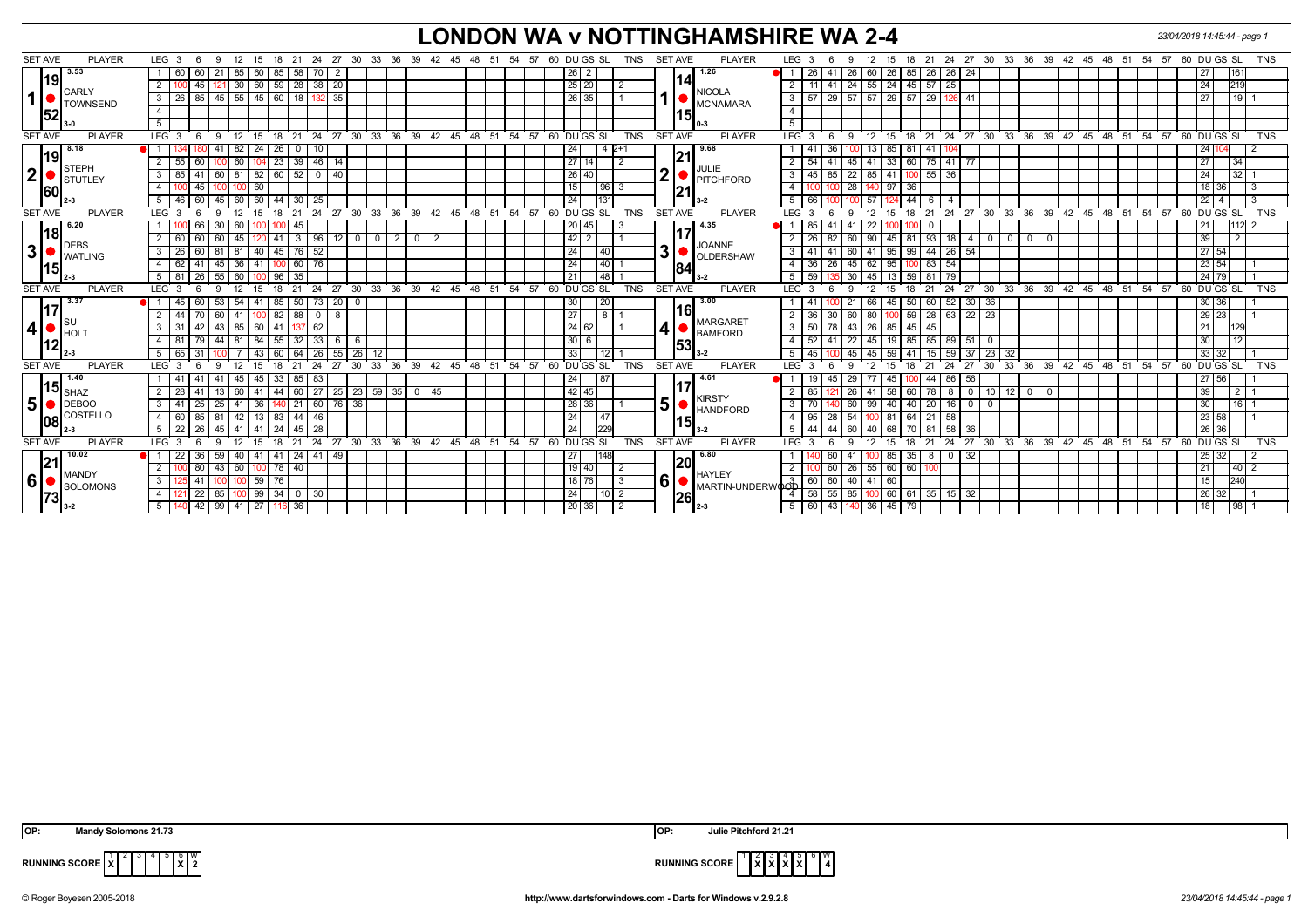# LONDON WA v NOTTINGHAMSHIRE WA 2-4

23/04/2018 14:45:44 - page 1

| SET AVE | PLAYER | LEG | 3 | 6 | 9 | 12 | 15 | 18 | 21 | 24 | 27 | 30 | 33 | 36 | 39 | 42 | 45 | DU | GS | SL | TNS | SET AVE | PLAYER | LEG | 3 | 6 | 9 | 12 | 15 | 18 | 21 | 24 | 27 | 30 | 33 | 36 | 39 | 42 | 45 | DU | GS | SL | TNS |
|---|---|---|---|---|---|---|---|---|---|---|---|---|---|---|---|---|---|---|---|---|---|---|---|---|---|---|---|---|---|---|---|---|---|---|---|---|---|---|---|---|---|---|---|
| 1 | CARLY TOWNSEND 19.52 (3.53) 3-0 | 1 | 60 | 60 | 21 | 85 | 60 | 85 | 58 | 70 | 2 | | | | | | | 26 | 2 | | | 1 | NICOLA MCNAMARA 14.15 (1.26) 0-3 | 1 | 26 | 41 | 26 | 60 | 26 | 85 | 26 | 26 | 24 | | | | | | | 27 | | 161 | |
| | | 2 | 100 | 45 | 121 | 30 | 60 | 59 | 28 | 38 | 20 | | | | | | | 25 | 20 | | 2 | | | 2 | 11 | 41 | 24 | 55 | 24 | 45 | 57 | 25 | | | | | | | | 24 | | 219 | |
| | | 3 | 26 | 85 | 45 | 55 | 45 | 60 | 18 | 132 | 35 | | | | | | | 26 | 35 | | 1 | | | 3 | 57 | 29 | 57 | 57 | 29 | 57 | 29 | 126 | 41 | | | | | | | 27 | | 19 | 1 |
| 2 | STEPH STUTLEY 19.60 (8.18) 2-3 | 1 | 134 | 180 | 41 | 82 | 24 | 26 | 0 | 10 | | | | | | | | 24 | | 4 | 2+1 | 2 | JULIE PITCHFORD 21.21 (9.68) 3-2 | 1 | 41 | 36 | 100 | 13 | 85 | 81 | 41 | 104 | | | | | | | | 24 | 104 | | 2 |
| | | 2 | 55 | 60 | 100 | 60 | 104 | 23 | 39 | 46 | 14 | | | | | | | 27 | 14 | | 2 | | | 2 | 54 | 41 | 45 | 41 | 33 | 60 | 75 | 41 | 77 | | | | | | | 27 | | 34 | |
| | | 3 | 85 | 41 | 60 | 81 | 82 | 60 | 52 | 0 | 40 | | | | | | | 26 | 40 | | | | | 3 | 45 | 85 | 22 | 85 | 41 | 100 | 55 | 36 | | | | | | | | 24 | | 32 | 1 |
| | | 4 | 100 | 45 | 100 | 100 | 60 | | | | | | | | | | | 15 | | 96 | 3 | | | 4 | 100 | 100 | 28 | 140 | 97 | 36 | | | | | | | | | | 18 | 36 | | 3 |
| | | 5 | 46 | 60 | 45 | 60 | 60 | 44 | 30 | 25 | | | | | | | | 24 | | 131 | | | | 5 | 66 | 100 | 100 | 57 | 124 | 44 | 6 | 4 | | | | | | | | 22 | 4 | | 3 |
| 3 | DEBS WATLING 18.15 (6.20) 2-3 | 1 | 100 | 66 | 30 | 60 | 100 | 100 | 45 | | | | | | | | | 20 | 45 | | 3 | 3 | JOANNE OLDERSHAW 17.84 (4.35) 3-2 | 1 | 85 | 41 | 41 | 22 | 100 | 100 | 0 | | | | | | | | | 21 | | 112 | 2 |
| | | 2 | 60 | 60 | 60 | 45 | 120 | 41 | 3 | 96 | 12 | 0 | 0 | 2 | 0 | 2 | | 42 | 2 | | 1 | | | 2 | 26 | 82 | 60 | 90 | 45 | 81 | 93 | 18 | 4 | 0 | 0 | 0 | 0 | | | 39 | | 2 | |
| | | 3 | 26 | 60 | 81 | 81 | 40 | 45 | 76 | 52 | | | | | | | | 24 | | 40 | | | | 3 | 41 | 41 | 60 | 41 | 95 | 99 | 44 | 26 | 54 | | | | | | | 27 | 54 | | |
| | | 4 | 62 | 41 | 45 | 36 | 41 | 100 | 60 | 76 | | | | | | | | 24 | | 40 | 1 | | | 4 | 36 | 26 | 45 | 62 | 95 | 100 | 83 | 54 | | | | | | | | 23 | 54 | | 1 |
| | | 5 | 81 | 26 | 55 | 60 | 100 | 96 | 35 | | | | | | | | | 21 | | 48 | 1 | | | 5 | 59 | 135 | 30 | 45 | 13 | 59 | 81 | 79 | | | | | | | | 24 | 79 | | 1 |
| 4 | SU HOLT 17.12 (3.37) 2-3 | 1 | 45 | 60 | 53 | 54 | 41 | 85 | 50 | 73 | 20 | 0 | | | | | | 30 | | 20 | | 4 | MARGARET BAMFORD 16.53 (3.00) 3-2 | 1 | 41 | 100 | 21 | 66 | 45 | 50 | 60 | 52 | 30 | 36 | | | | | | 30 | 36 | | 1 |
| | | 2 | 44 | 70 | 60 | 41 | 100 | 82 | 88 | 0 | 8 | | | | | | | 27 | | 8 | 1 | | | 2 | 36 | 30 | 60 | 80 | 100 | 59 | 28 | 63 | 22 | 23 | | | | | | 29 | 23 | | 1 |
| | | 3 | 31 | 42 | 43 | 85 | 60 | 41 | 137 | 62 | | | | | | | | 24 | 62 | | 1 | | | 3 | 50 | 78 | 43 | 26 | 85 | 45 | 45 | | | | | | | | | 21 | | 129 | |
| | | 4 | 81 | 79 | 44 | 81 | 84 | 55 | 32 | 33 | 6 | 6 | | | | | | 30 | 6 | | | | | 4 | 52 | 41 | 22 | 45 | 19 | 85 | 85 | 89 | 51 | 0 | | | | | | 30 | | 12 | |
| | | 5 | 65 | 31 | 100 | 7 | 43 | 60 | 64 | 26 | 55 | 26 | 12 | | | | | 33 | | 12 | 1 | | | 5 | 45 | 100 | 45 | 45 | 59 | 41 | 15 | 59 | 37 | 23 | 32 | | | | | 33 | 32 | | 1 |
| 5 | SHAZ DEBOO COSTELLO 15.08 (1.40) 2-3 | 1 | 41 | 41 | 41 | 45 | 45 | 33 | 85 | 83 | | | | | | | | 24 | | 87 | | 5 | KIRSTY HANDFORD 17.15 (4.61) 3-2 | 1 | 19 | 45 | 29 | 77 | 45 | 100 | 44 | 86 | 56 | | | | | | | 27 | 56 | | 1 |
| | | 2 | 28 | 41 | 13 | 60 | 41 | 44 | 60 | 27 | 25 | 23 | 59 | 35 | 0 | 45 | | 42 | 45 | | | | | 2 | 85 | 121 | 26 | 41 | 58 | 60 | 78 | 8 | 0 | 10 | 12 | 0 | 0 | | | 39 | | 2 | 1 |
| | | 3 | 41 | 25 | 25 | 41 | 36 | 140 | 21 | 60 | 76 | 36 | | | | | | 28 | 36 | | 1 | | | 3 | 70 | 140 | 60 | 99 | 40 | 40 | 20 | 16 | 0 | 0 | | | | | | 30 | | 16 | 1 |
| | | 4 | 60 | 85 | 81 | 42 | 13 | 83 | 44 | 46 | | | | | | | | 24 | | 47 | | | | 4 | 95 | 28 | 54 | 100 | 81 | 64 | 21 | 58 | | | | | | | | 23 | 58 | | 1 |
| | | 5 | 22 | 26 | 45 | 41 | 41 | 24 | 45 | 28 | | | | | | | | 24 | | 229 | | | | 5 | 44 | 44 | 60 | 40 | 68 | 70 | 81 | 58 | 36 | | | | | | | 26 | 36 | | |
| 6 | MANDY SOLOMONS 21.73 (10.02) 3-2 | 1 | 22 | 36 | 59 | 40 | 41 | 41 | 24 | 41 | 49 | | | | | | | 27 | | 148 | | 6 | HAYLEY MARTIN-UNDERWOOD 20.26 (6.80) 2-3 | 1 | 140 | 60 | 41 | 100 | 85 | 35 | 8 | 0 | 32 | | | | | | | 25 | 32 | | 2 |
| | | 2 | 100 | 80 | 43 | 60 | 100 | 78 | 40 | | | | | | | | | 19 | 40 | | 2 | | | 2 | 100 | 60 | 26 | 55 | 60 | 60 | 100 | | | | | | | | | 21 | | 40 | 2 |
| | | 3 | 125 | 41 | 100 | 100 | 59 | 76 | | | | | | | | | | 18 | 76 | | 3 | | | 3 | 60 | 60 | 40 | 41 | 60 | | | | | | | | | | | 15 | | 240 | |
| | | 4 | 121 | 22 | 85 | 100 | 99 | 34 | 0 | 30 | | | | | | | | 24 | | 10 | 2 | | | 4 | 58 | 55 | 85 | 100 | 60 | 61 | 35 | 15 | 32 | | | | | | | 26 | 32 | | 1 |
| | | 5 | 140 | 42 | 99 | 41 | 27 | 116 | 36 | | | | | | | | | 20 | 36 | | 2 | | | 5 | 60 | 43 | 140 | 36 | 45 | 79 | | | | | | | | | | 18 | | 98 | 1 |

OP: Mandy Solomons 21.73

OP: Julie Pitchford 21.21

RUNNING SCORE (London WA): 1: X, 6: X — W: 2

RUNNING SCORE (Nottinghamshire WA): 2: X, 3: X, 4: X, 5: X — W: 4

© Roger Boyesen 2005-2018 — http://www.dartsforwindows.com - Darts for Windows v.2.9.2.8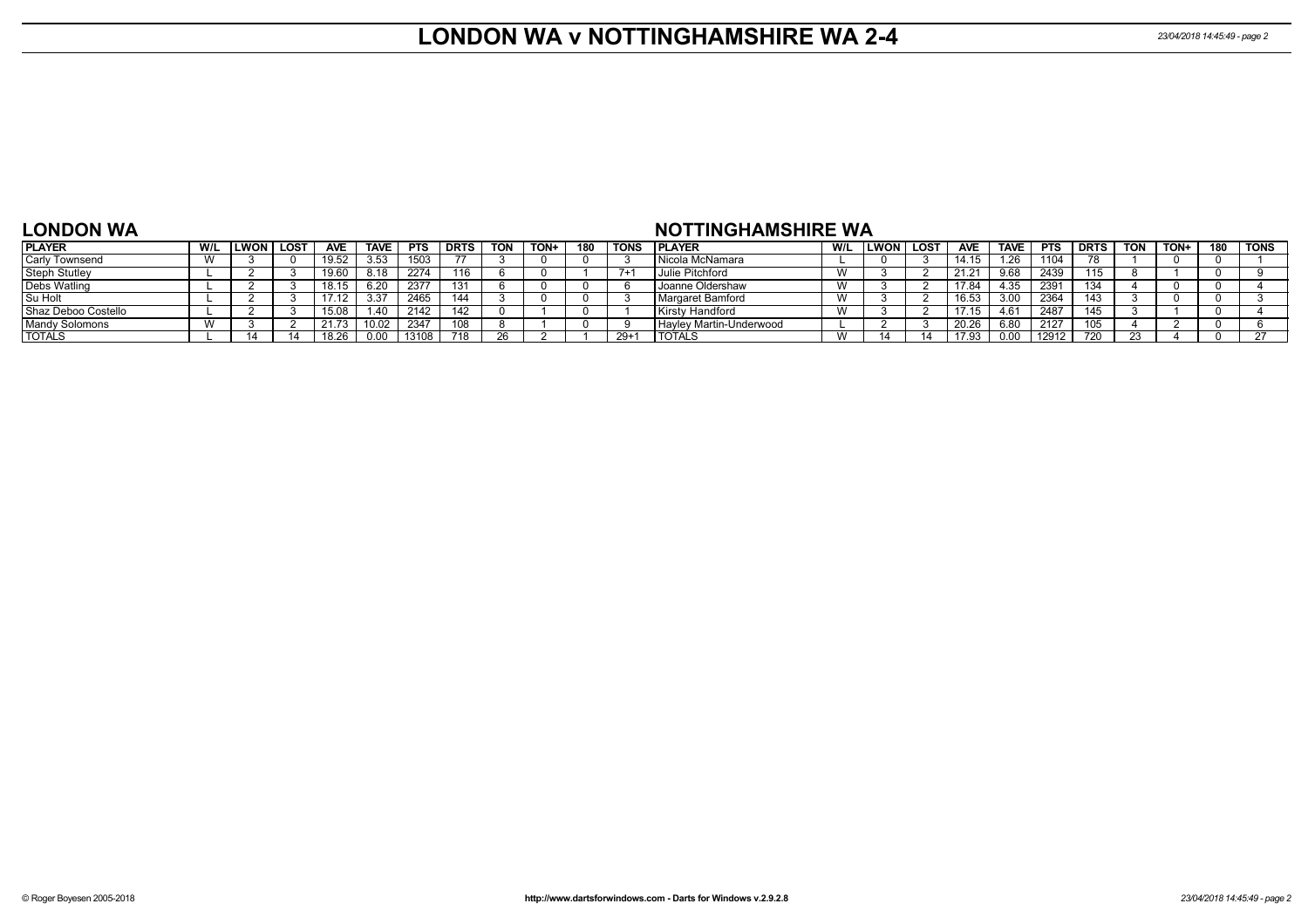# LONDON WA v NOTTINGHAMSHIRE WA 2-4

## LONDON WA

| PLAYER | W/L | LWON | LOST | AVE | TAVE | PTS | DRTS | TON | TON+ | 180 | TONS |
|---|---|---|---|---|---|---|---|---|---|---|---|
| Carly Townsend | W | 3 | 0 | 19.52 | 3.53 | 1503 | 77 | 3 | 0 | 0 | 3 |
| Steph Stutley | L | 2 | 3 | 19.60 | 8.18 | 2274 | 116 | 6 | 0 | 1 | 7+1 |
| Debs Watling | L | 2 | 3 | 18.15 | 6.20 | 2377 | 131 | 6 | 0 | 0 | 6 |
| Su Holt | L | 2 | 3 | 17.12 | 3.37 | 2465 | 144 | 3 | 0 | 0 | 3 |
| Shaz Deboo Costello | L | 2 | 3 | 15.08 | 1.40 | 2142 | 142 | 0 | 1 | 0 | 1 |
| Mandy Solomons | W | 3 | 2 | 21.73 | 10.02 | 2347 | 108 | 8 | 1 | 0 | 9 |
| TOTALS | L | 14 | 14 | 18.26 | 0.00 | 13108 | 718 | 26 | 2 | 1 | 29+1 |

## NOTTINGHAMSHIRE WA

| PLAYER | W/L | LWON | LOST | AVE | TAVE | PTS | DRTS | TON | TON+ | 180 | TONS |
|---|---|---|---|---|---|---|---|---|---|---|---|
| Nicola McNamara | L | 0 | 3 | 14.15 | 1.26 | 1104 | 78 | 1 | 0 | 0 | 1 |
| Julie Pitchford | W | 3 | 2 | 21.21 | 9.68 | 2439 | 115 | 8 | 1 | 0 | 9 |
| Joanne Oldershaw | W | 3 | 2 | 17.84 | 4.35 | 2391 | 134 | 4 | 0 | 0 | 4 |
| Margaret Bamford | W | 3 | 2 | 16.53 | 3.00 | 2364 | 143 | 3 | 0 | 0 | 3 |
| Kirsty Handford | W | 3 | 2 | 17.15 | 4.61 | 2487 | 145 | 3 | 1 | 0 | 4 |
| Hayley Martin-Underwood | L | 2 | 3 | 20.26 | 6.80 | 2127 | 105 | 4 | 2 | 0 | 6 |
| TOTALS | W | 14 | 14 | 17.93 | 0.00 | 12912 | 720 | 23 | 4 | 0 | 27 |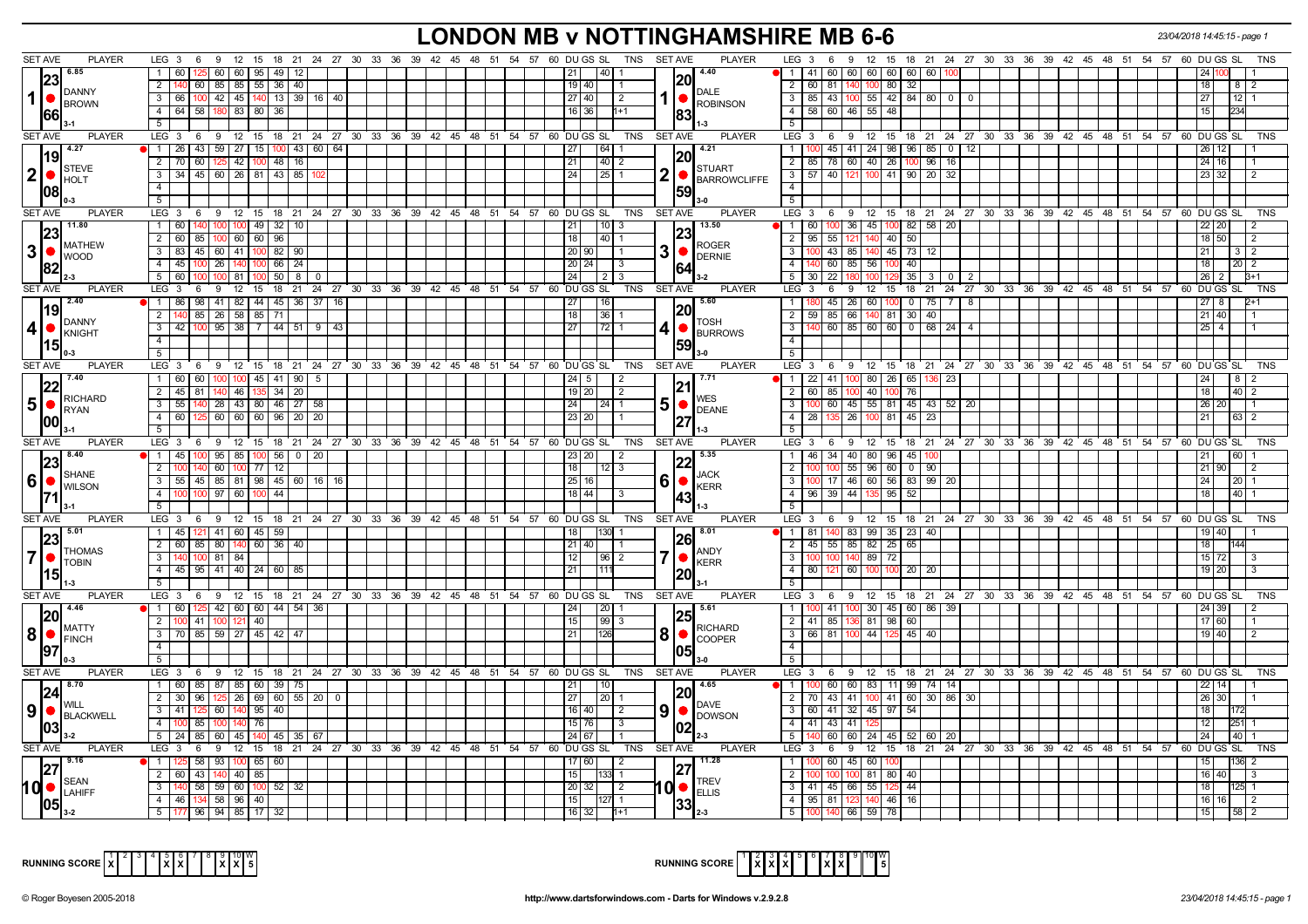# LONDON MB v NOTTINGHAMSHIRE MB 6-6

23/04/2018 14:45:15 - page 1

| SET AVE | PLAYER | LEG | Scores | DU | GS | SL | TNS | SET AVE | PLAYER | LEG | Scores | DU | GS | SL | TNS |
|---|---|---|---|---|---|---|---|---|---|---|---|---|---|---|---|
| 6.85 / 23.66 | 1 DANNY BROWN 3-1 | 1 | 60 125 60 60 95 49 12 | 21 | | 40 | 1 | 4.40 / 20.83 | 1 DALE ROBINSON 1-3 | 1 | 41 60 60 60 60 60 60 100 | 24 | 100 | | 1 |
| | | 2 | 140 60 85 85 55 36 40 | 19 | 40 | | 1 | | | 2 | 60 81 140 100 80 32 | 18 | | 8 | 2 |
| | | 3 | 66 100 42 45 140 13 39 16 40 | 27 | 40 | | 2 | | | 3 | 85 43 100 55 42 84 80 0 0 | 27 | | 12 | 1 |
| | | 4 | 64 58 180 83 80 36 | 16 | 36 | | 1+1 | | | 4 | 58 60 46 55 48 | 15 | | 234 | |
| | | 5 | | | | | | | | 5 | | | | | |
| 4.27 / 19.08 | 2 STEVE HOLT 0-3 | 1 | 26 43 59 27 15 100 43 60 64 | 27 | | 64 | 1 | 4.21 / 20.59 | 2 STUART BARROWCLIFFE 3-0 | 1 | 100 45 41 24 98 96 85 0 12 | 26 | 12 | | 1 |
| | | 2 | 70 60 125 42 100 48 16 | 21 | | 40 | 2 | | | 2 | 85 78 60 40 26 100 96 16 | 24 | 16 | | 1 |
| | | 3 | 34 45 60 26 81 43 85 102 | 24 | | 25 | 1 | | | 3 | 57 40 121 100 41 90 20 32 | 23 | 32 | | 2 |
| | | 4 | | | | | | | | 4 | | | | | |
| | | 5 | | | | | | | | 5 | | | | | |
| 11.80 / 23.82 | 3 MATHEW WOOD 2-3 | 1 | 60 140 100 100 49 32 10 | 21 | | 10 | 3 | 13.50 / 23.64 | 3 ROGER DERNIE 3-2 | 1 | 60 100 36 45 100 82 58 20 | 22 | 20 | | 2 |
| | | 2 | 60 85 100 60 60 96 | 18 | | 40 | 1 | | | 2 | 95 55 121 140 40 50 | 18 | 50 | | 2 |
| | | 3 | 83 45 60 41 100 82 90 | 20 | 90 | | 1 | | | 3 | 100 43 85 140 45 73 12 | 21 | | 3 | 2 |
| | | 4 | 45 100 26 140 100 66 24 | 20 | 24 | | 3 | | | 4 | 140 60 85 56 100 40 | 18 | | 20 | 2 |
| | | 5 | 60 100 100 81 100 50 8 0 | 24 | | 2 | 3 | | | 5 | 30 22 180 100 129 35 3 0 2 | 26 | 2 | | 3+1 |
| 2.40 / 19.15 | 4 DANNY KNIGHT 0-3 | 1 | 86 98 41 82 44 45 36 37 16 | 27 | | 16 | | 5.60 / 20.59 | 4 TOSH BURROWS 3-0 | 1 | 180 45 26 60 100 0 75 7 8 | 27 | 8 | | 2+1 |
| | | 2 | 140 85 26 58 85 71 | 18 | | 36 | 1 | | | 2 | 59 85 66 140 81 30 40 | 21 | 40 | | 1 |
| | | 3 | 42 100 95 38 7 44 51 9 43 | 27 | | 72 | 1 | | | 3 | 140 60 85 60 60 0 68 24 4 | 25 | 4 | | 1 |
| | | 4 | | | | | | | | 4 | | | | | |
| | | 5 | | | | | | | | 5 | | | | | |
| 7.40 / 22.00 | 5 RICHARD RYAN 3-1 | 1 | 60 60 100 100 45 41 90 5 | 24 | 5 | | 2 | 7.71 / 21.27 | 5 WES DEANE 1-3 | 1 | 22 41 100 80 26 65 136 23 | 24 | | 8 | 2 |
| | | 2 | 45 81 140 46 135 34 20 | 19 | 20 | | 2 | | | 2 | 60 85 100 40 100 76 | 18 | | 40 | 2 |
| | | 3 | 55 140 28 43 80 46 27 58 | 24 | | 24 | 1 | | | 3 | 100 60 45 55 81 45 43 52 20 | 26 | 20 | | 1 |
| | | 4 | 60 125 60 60 60 96 20 20 | 23 | 20 | | 1 | | | 4 | 28 135 26 100 81 45 23 | 21 | | 63 | 2 |
| | | 5 | | | | | | | | 5 | | | | | |
| 8.40 / 23.71 | 6 SHANE WILSON 3-1 | 1 | 45 100 95 85 100 56 0 20 | 23 | 20 | | 2 | 5.35 / 22.43 | 6 JACK KERR 1-3 | 1 | 46 34 40 80 96 45 100 | 21 | | 60 | 1 |
| | | 2 | 100 140 60 100 77 12 | 18 | | 12 | 3 | | | 2 | 100 100 55 96 60 0 90 | 21 | 90 | | 2 |
| | | 3 | 55 45 85 81 98 45 60 16 16 | 25 | 16 | | | | | 3 | 100 17 46 60 56 83 99 20 | 24 | | 20 | 1 |
| | | 4 | 100 100 97 60 100 44 | 18 | 44 | | 3 | | | 4 | 96 39 44 135 95 52 | 18 | | 40 | 1 |
| | | 5 | | | | | | | | 5 | | | | | |
| 5.01 / 23.15 | 7 THOMAS TOBIN 1-3 | 1 | 45 121 41 60 45 59 | 18 | | 130 | 1 | 8.01 / 26.20 | 7 ANDY KERR 3-1 | 1 | 81 140 83 99 35 23 40 | 19 | 40 | | 1 |
| | | 2 | 60 85 80 140 60 36 40 | 21 | 40 | | 1 | | | 2 | 45 55 85 82 25 65 | 18 | | 144 | |
| | | 3 | 140 100 81 84 | 12 | | 96 | 2 | | | 3 | 100 100 140 89 72 | 15 | 72 | | 3 |
| | | 4 | 45 95 41 40 24 60 85 | 21 | | 111 | | | | 4 | 80 121 60 100 100 20 20 | 19 | 20 | | 3 |
| | | 5 | | | | | | | | 5 | | | | | |
| 4.46 / 20.97 | 8 MATTY FINCH 0-3 | 1 | 60 125 42 60 60 44 54 36 | 24 | | 20 | 1 | 5.61 / 25.05 | 8 RICHARD COOPER 3-0 | 1 | 100 41 100 30 45 60 86 39 | 24 | 39 | | 2 |
| | | 2 | 100 41 100 121 40 | 15 | | 99 | 3 | | | 2 | 41 85 136 81 98 60 | 17 | 60 | | 1 |
| | | 3 | 70 85 59 27 45 42 47 | 21 | | 126 | | | | 3 | 66 81 100 44 125 45 40 | 19 | 40 | | 2 |
| | | 4 | | | | | | | | 4 | | | | | |
| | | 5 | | | | | | | | 5 | | | | | |
| 8.70 / 24.03 | 9 WILL BLACKWELL 3-2 | 1 | 60 85 87 85 60 39 75 | 21 | | 10 | | 4.65 / 20.02 | 9 DAVE DOWSON 2-3 | 1 | 100 60 60 83 11 99 74 14 | 22 | 14 | | 1 |
| | | 2 | 30 96 125 26 69 60 55 20 0 | 27 | | 20 | 1 | | | 2 | 70 43 41 100 41 60 30 86 30 | 26 | 30 | | 1 |
| | | 3 | 41 125 60 140 95 40 | 16 | 40 | | 2 | | | 3 | 60 41 32 45 97 54 | 18 | | 172 | |
| | | 4 | 100 85 100 140 76 | 15 | 76 | | 3 | | | 4 | 41 43 41 125 | 12 | | 251 | 1 |
| | | 5 | 24 85 60 45 140 45 35 67 | 24 | 67 | | 1 | | | 5 | 140 60 60 24 45 52 60 20 | 24 | | 40 | 1 |
| 9.16 / 27.05 | 10 SEAN LAHIFF 3-2 | 1 | 125 58 93 100 65 60 | 17 | 60 | | 2 | 11.28 / 27.33 | 10 TREV ELLIS 2-3 | 1 | 100 60 45 60 100 | 15 | | 136 | 2 |
| | | 2 | 60 43 140 40 85 | 15 | | 133 | 1 | | | 2 | 100 100 100 81 80 40 | 16 | 40 | | 3 |
| | | 3 | 140 58 59 60 100 52 32 | 20 | 32 | | 2 | | | 3 | 41 45 66 55 125 44 | 18 | | 125 | 1 |
| | | 4 | 46 134 58 96 40 | 15 | | 127 | 1 | | | 4 | 95 81 123 140 46 16 | 16 | 16 | | 2 |
| | | 5 | 177 96 94 85 17 32 | 16 | 32 | | 1+1 | | | 5 | 100 140 66 59 78 | 15 | | 58 | 2 |

RUNNING SCORE (London): 1 2 3 4 5 6 7 8 9 10 W — X . . . X X . . X X — 5

RUNNING SCORE (Nottinghamshire): 1 2 3 4 5 6 7 8 9 10 W — . X X X . . X X . . — 5

© Roger Boyesen 2005-2018 http://www.dartsforwindows.com - Darts for Windows v.2.9.2.8 23/04/2018 14:45:15 - page 1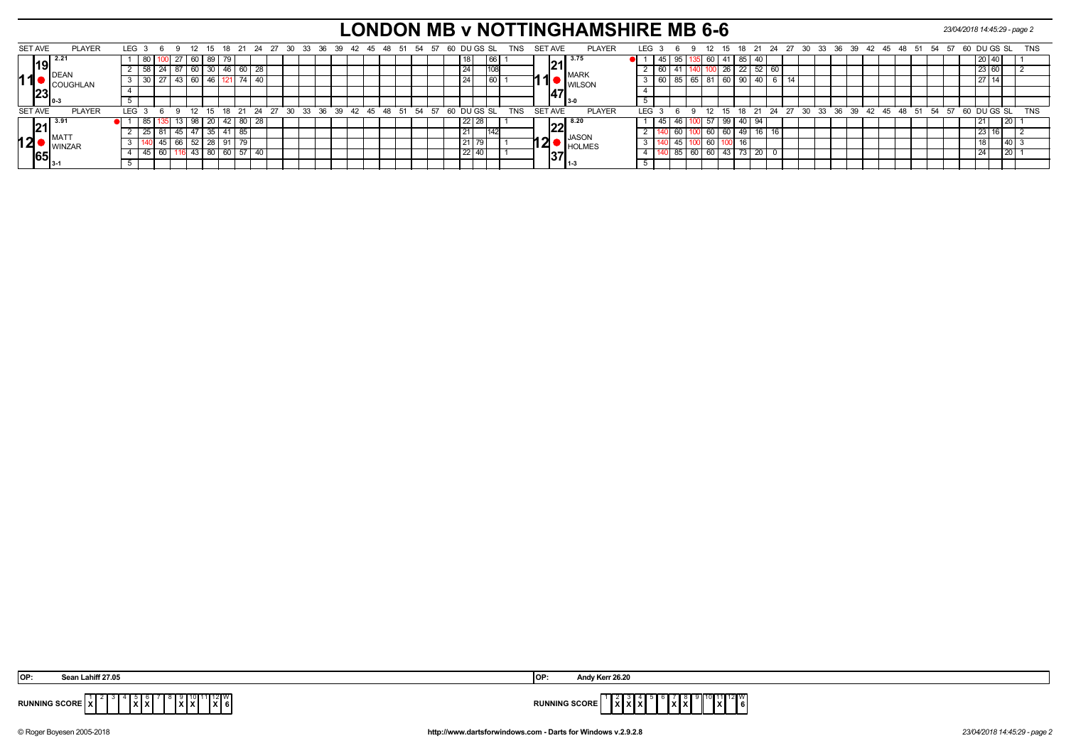# LONDON MB v NOTTINGHAMSHIRE MB 6-6

23/04/2018 14:45:29 - page 2

| SET AVE | PLAYER | LEG | 3 | 6 | 9 | 12 | 15 | 18 | 21 | 24 | DU | GS | SL | TNS |
|---|---|---|---|---|---|---|---|---|---|---|---|---|---|---|
| 11 | DEAN COUGHLAN (2.21, 19/23, 0-3) | 1 | 80 | 100 | 27 | 60 | 89 | 79 | | | | 18 | 66 | 1 |
| | | 2 | 58 | 24 | 87 | 60 | 30 | 46 | 60 | 28 | | 24 | 108 | |
| | | 3 | 30 | 27 | 43 | 60 | 46 | 121 | 74 | 40 | | 24 | 60 | 1 |
| | | 4 | | | | | | | | | | | | |
| | | 5 | | | | | | | | | | | | |

| SET AVE | PLAYER | LEG | 3 | 6 | 9 | 12 | 15 | 18 | 21 | 24 | 27 | DU | GS | SL | TNS |
|---|---|---|---|---|---|---|---|---|---|---|---|---|---|---|---|
| 11 | MARK WILSON (3.75, 21/47, 3-0) | 1 | 45 | 95 | 135 | 60 | 41 | 85 | 40 | | | 20 | 40 | | 1 |
| | | 2 | 60 | 41 | 140 | 100 | 26 | 22 | 52 | 60 | | 23 | 60 | | 2 |
| | | 3 | 60 | 85 | 65 | 81 | 60 | 90 | 40 | 6 | 14 | 27 | 14 | | |
| | | 4 | | | | | | | | | | | | | |
| | | 5 | | | | | | | | | | | | | |

| SET AVE | PLAYER | LEG | 3 | 6 | 9 | 12 | 15 | 18 | 21 | 24 | DU | GS | SL | TNS |
|---|---|---|---|---|---|---|---|---|---|---|---|---|---|---|
| 12 | MATT WINZAR (3.91, 21/65, 3-1) | 1 | 85 | 135 | 13 | 98 | 20 | 42 | 80 | 28 | 22 | 28 | | 1 |
| | | 2 | 25 | 81 | 45 | 47 | 35 | 41 | 85 | | 21 | | 142 | |
| | | 3 | 140 | 45 | 66 | 52 | 28 | 91 | 79 | | 21 | 79 | | 1 |
| | | 4 | 45 | 60 | 116 | 43 | 80 | 60 | 57 | 40 | 22 | 40 | | 1 |
| | | 5 | | | | | | | | | | | | |

| SET AVE | PLAYER | LEG | 3 | 6 | 9 | 12 | 15 | 18 | 21 | 24 | DU | GS | SL | TNS |
|---|---|---|---|---|---|---|---|---|---|---|---|---|---|---|
| 12 | JASON HOLMES (8.20, 22/37, 1-3) | 1 | 45 | 46 | 100 | 57 | 99 | 40 | 94 | | 21 | | 20 | 1 |
| | | 2 | 140 | 60 | 100 | 60 | 60 | 49 | 16 | 16 | 23 | 16 | | 2 |
| | | 3 | 140 | 45 | 100 | 60 | 100 | 16 | | | 18 | | 40 | 3 |
| | | 4 | 140 | 85 | 60 | 60 | 43 | 73 | 20 | 0 | 24 | | 20 | 1 |
| | | 5 | | | | | | | | | | | | |

OP: Sean Lahiff 27.05

OP: Andy Kerr 26.20

RUNNING SCORE (London MB)

| 1 | 2 | 3 | 4 | 5 | 6 | 7 | 8 | 9 | 10 | 11 | 12 | W |
|---|---|---|---|---|---|---|---|---|---|---|---|---|
| X | | | | X | X | | | X | X | | X | 6 |

RUNNING SCORE (Nottinghamshire MB)

| 1 | 2 | 3 | 4 | 5 | 6 | 7 | 8 | 9 | 10 | 11 | 12 | W |
|---|---|---|---|---|---|---|---|---|---|---|---|---|
| | X | X | X | | | X | X | | | X | | 6 |

© Roger Boyesen 2005-2018 http://www.dartsforwindows.com - Darts for Windows v.2.9.2.8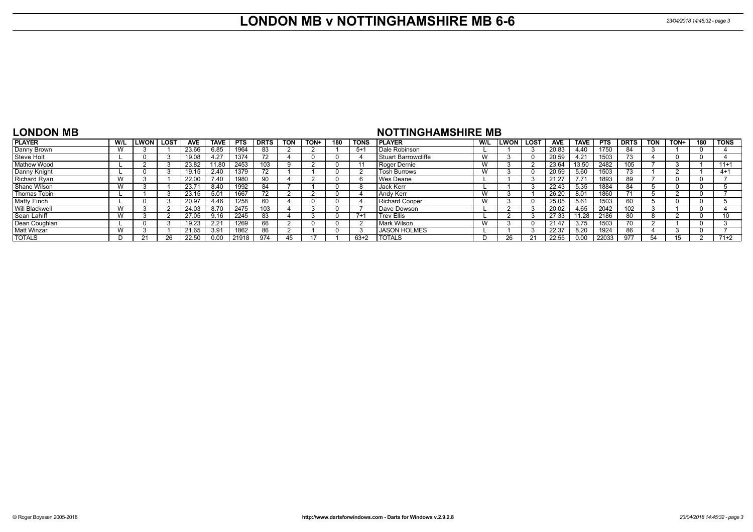# LONDON MB v NOTTINGHAMSHIRE MB 6-6

## LONDON MB

| PLAYER | W/L | LWON | LOST | AVE | TAVE | PTS | DRTS | TON | TON+ | 180 | TONS |
|---|---|---|---|---|---|---|---|---|---|---|---|
| Danny Brown | W | 3 | 1 | 23.66 | 6.85 | 1964 | 83 | 2 | 2 | 1 | 5+1 |
| Steve Holt | L | 0 | 3 | 19.08 | 4.27 | 1374 | 72 | 4 | 0 | 0 | 4 |
| Mathew Wood | L | 2 | 3 | 23.82 | 11.80 | 2453 | 103 | 9 | 2 | 0 | 11 |
| Danny Knight | L | 0 | 3 | 19.15 | 2.40 | 1379 | 72 | 1 | 1 | 0 | 2 |
| Richard Ryan | W | 3 | 1 | 22.00 | 7.40 | 1980 | 90 | 4 | 2 | 0 | 6 |
| Shane Wilson | W | 3 | 1 | 23.71 | 8.40 | 1992 | 84 | 7 | 1 | 0 | 8 |
| Thomas Tobin | L | 1 | 3 | 23.15 | 5.01 | 1667 | 72 | 2 | 2 | 0 | 4 |
| Matty Finch | L | 0 | 3 | 20.97 | 4.46 | 1258 | 60 | 4 | 0 | 0 | 4 |
| Will Blackwell | W | 3 | 2 | 24.03 | 8.70 | 2475 | 103 | 4 | 3 | 0 | 7 |
| Sean Lahiff | W | 3 | 2 | 27.05 | 9.16 | 2245 | 83 | 4 | 3 | 0 | 7+1 |
| Dean Coughlan | L | 0 | 3 | 19.23 | 2.21 | 1269 | 66 | 2 | 0 | 0 | 2 |
| Matt Winzar | W | 3 | 1 | 21.65 | 3.91 | 1862 | 86 | 2 | 1 | 0 | 3 |
| TOTALS | D | 21 | 26 | 22.50 | 0.00 | 21918 | 974 | 45 | 17 | 1 | 63+2 |

## NOTTINGHAMSHIRE MB

| PLAYER | W/L | LWON | LOST | AVE | TAVE | PTS | DRTS | TON | TON+ | 180 | TONS |
|---|---|---|---|---|---|---|---|---|---|---|---|
| Dale Robinson | L | 1 | 3 | 20.83 | 4.40 | 1750 | 84 | 3 | 1 | 0 | 4 |
| Stuart Barrowcliffe | W | 3 | 0 | 20.59 | 4.21 | 1503 | 73 | 4 | 0 | 0 | 4 |
| Roger Dernie | W | 3 | 2 | 23.64 | 13.50 | 2482 | 105 | 7 | 3 | 1 | 11+1 |
| Tosh Burrows | W | 3 | 0 | 20.59 | 5.60 | 1503 | 73 | 1 | 2 | 1 | 4+1 |
| Wes Deane | L | 1 | 3 | 21.27 | 7.71 | 1893 | 89 | 7 | 0 | 0 | 7 |
| Jack Kerr | L | 1 | 3 | 22.43 | 5.35 | 1884 | 84 | 5 | 0 | 0 | 5 |
| Andy Kerr | W | 3 | 1 | 26.20 | 8.01 | 1860 | 71 | 5 | 2 | 0 | 7 |
| Richard Cooper | W | 3 | 0 | 25.05 | 5.61 | 1503 | 60 | 5 | 0 | 0 | 5 |
| Dave Dowson | L | 2 | 3 | 20.02 | 4.65 | 2042 | 102 | 3 | 1 | 0 | 4 |
| Trev Ellis | L | 2 | 3 | 27.33 | 11.28 | 2186 | 80 | 8 | 2 | 0 | 10 |
| Mark Wilson | W | 3 | 0 | 21.47 | 3.75 | 1503 | 70 | 2 | 1 | 0 | 3 |
| JASON HOLMES | L | 1 | 3 | 22.37 | 8.20 | 1924 | 86 | 4 | 3 | 0 | 7 |
| TOTALS | D | 26 | 21 | 22.55 | 0.00 | 22033 | 977 | 54 | 15 | 2 | 71+2 |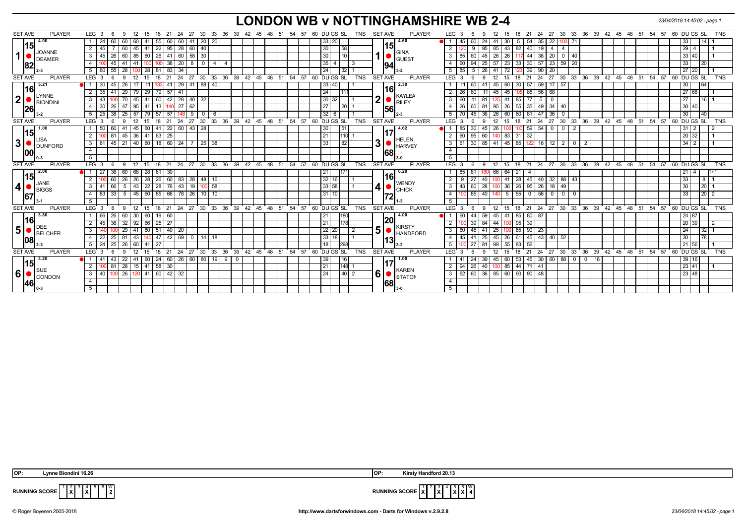# LONDON WB v NOTTINGHAMSHIRE WB 2-4

23/04/2018 14:45:02 - page 1

| SET AVE | PLAYER | LEG | 3 | 6 | 9 | 12 | 15 | 18 | 21 | 24 | 27 | 30 | 33 | 36 | DU | GS | SL | TNS | SET AVE | PLAYER | LEG | 3 | 6 | 9 | 12 | 15 | 18 | 21 | 24 | 27 | 30 | 33 | 36 | 39 | DU | GS | SL | TNS |
|---|---|---|---|---|---|---|---|---|---|---|---|---|---|---|---|---|---|---|---|---|---|---|---|---|---|---|---|---|---|---|---|---|---|---|---|---|---|---|
| 15.82 (4.00) | 1 JOANNE DEAMER 2-3 | 1 | 24 | 60 | 60 | 60 | 41 | 55 | 60 | 60 | 41 | 20 | 20 | | 33 | 20 | | | 15.94 (4.60) | 1 GINA GUEST 3-2 | 1 | 45 | 60 | 24 | 41 | 30 | 5 | 54 | 35 | 22 | 100 | 71 | | | 33 | | 14 | 1 |
| | | 2 | 45 | 7 | 60 | 45 | 41 | 22 | 95 | 28 | 60 | 40 | | | 30 | | 58 | | | | 2 | 120 | 9 | 95 | 85 | 43 | 82 | 40 | 19 | 4 | 4 | | | | 29 | 4 | | 1 |
| | | 3 | 45 | 26 | 60 | 85 | 60 | 26 | 41 | 60 | 58 | 30 | | | 30 | | 10 | | | | 3 | 85 | 60 | 45 | 26 | 26 | 117 | 44 | 38 | 20 | 0 | 40 | | | 33 | 40 | | 1 |
| | | 4 | 100 | 45 | 41 | 41 | 100 | 100 | 38 | 20 | 8 | 0 | 4 | 4 | 35 | 4 | | 3 | | | 4 | 60 | 94 | 25 | 57 | 23 | 33 | 30 | 57 | 23 | 59 | 20 | | | 33 | | 20 | |
| | | 5 | 60 | 5 | 55 | 28 | 100 | 28 | 81 | 83 | 34 | | | | 24 | | 32 | 1 | | | 5 | 85 | 5 | 26 | 41 | 72 | 123 | 39 | 90 | 20 | | | | | 27 | 20 | | 1 |
| 16.26 (5.21) | 2 LYNNE BIONDINI 3-2 | 1 | 30 | 45 | 26 | 17 | 11 | 133 | 41 | 29 | 41 | 88 | 40 | | 33 | 40 | | 1 | 16.56 (2.30) | 2 KAYLEA RILEY 2-3 | 1 | 11 | 60 | 41 | 45 | 60 | 30 | 57 | 59 | 17 | 57 | | | | 30 | | 64 | |
| | | 2 | 35 | 41 | 29 | 79 | 29 | 79 | 57 | 41 | | | | | 24 | | 111 | | | | 2 | 26 | 60 | 11 | 45 | 45 | 105 | 85 | 56 | 68 | | | | | 27 | 68 | | 1 |
| | | 3 | 43 | 100 | 70 | 45 | 41 | 60 | 42 | 28 | 40 | 32 | | | 30 | 32 | | 1 | | | 3 | 60 | 11 | 81 | 125 | 41 | 85 | 77 | 5 | 0 | | | | | 27 | | 16 | 1 |
| | | 4 | 30 | 26 | 47 | 95 | 41 | 13 | 140 | 27 | 62 | | | | 27 | | 20 | 1 | | | 4 | 26 | 60 | 81 | 95 | 26 | 55 | 35 | 49 | 34 | 40 | | | | 30 | 40 | | |
| | | 5 | 25 | 38 | 25 | 57 | 79 | 57 | 57 | 148 | 9 | 0 | 6 | | 32 | 6 | | 1 | | | 5 | 70 | 45 | 36 | 26 | 60 | 60 | 81 | 47 | 36 | 0 | | | | 30 | | 40 | |
| 15.00 (1.00) | 3 LISA DUNFORD 0-3 | 1 | 50 | 60 | 41 | 45 | 60 | 41 | 22 | 60 | 43 | 28 | | | 30 | | 51 | | 17.68 (4.62) | 3 HELEN HARVEY 3-0 | 1 | 85 | 30 | 45 | 26 | 100 | 100 | 59 | 54 | 0 | 0 | 2 | | | 31 | 2 | | 2 |
| | | 2 | 100 | 81 | 45 | 36 | 41 | 63 | 25 | | | | | | 21 | | 110 | 1 | | | 2 | 60 | 95 | 60 | 140 | 83 | 31 | 32 | | | | | | | 20 | 32 | | 1 |
| | | 3 | 81 | 45 | 21 | 40 | 60 | 18 | 60 | 24 | 7 | 25 | 38 | | 33 | | 82 | | | | 3 | 61 | 30 | 85 | 41 | 45 | 85 | 122 | 16 | 12 | 2 | 0 | 2 | | 34 | 2 | | 1 |
| 15.67 (2.00) | 4 JANE BIGGS 3-1 | 1 | 27 | 36 | 60 | 68 | 28 | 81 | 30 | | | | | | 21 | | 171 | | 16.72 (6.20) | 4 WENDY CHICK 1-3 | 1 | 85 | 81 | 180 | 66 | 64 | 21 | 4 | | | | | | | 21 | 4 | | 1+1 |
| | | 2 | 100 | 60 | 26 | 26 | 28 | 26 | 60 | 83 | 28 | 48 | 16 | | 32 | 16 | | 1 | | | 2 | 9 | 27 | 40 | 100 | 41 | 28 | 45 | 40 | 32 | 88 | 43 | | | 33 | | 8 | 1 |
| | | 3 | 41 | 66 | 5 | 43 | 22 | 28 | 76 | 43 | 19 | 100 | 58 | | 33 | 58 | | 1 | | | 3 | 43 | 60 | 28 | 100 | 36 | 26 | 95 | 26 | 18 | 49 | | | | 30 | | 20 | 1 |
| | | 4 | 83 | 33 | 5 | 45 | 60 | 85 | 66 | 78 | 26 | 10 | 10 | | 31 | 10 | | | | | 4 | 100 | 85 | 40 | 140 | 5 | 55 | 0 | 56 | 0 | 0 | 0 | | | 33 | | 20 | 2 |
| 16.08 (3.80) | 5 DEE BELCHER 2-3 | 1 | 66 | 26 | 60 | 30 | 60 | 19 | 60 | | | | | | 21 | | 180 | | 20.13 (4.00) | 5 KIRSTY HANDFORD 3-2 | 1 | 60 | 44 | 59 | 45 | 41 | 85 | 80 | 87 | | | | | | 24 | 87 | | |
| | | 2 | 45 | 36 | 32 | 92 | 66 | 25 | 27 | | | | | | 21 | | 178 | | | | 2 | 100 | 39 | 84 | 44 | 100 | 95 | 39 | | | | | | | 20 | 39 | | 2 |
| | | 3 | 140 | 100 | 29 | 41 | 80 | 51 | 40 | 20 | | | | | 22 | 20 | | 2 | | | 3 | 60 | 45 | 41 | 25 | 100 | 85 | 90 | 23 | | | | | | 24 | | 32 | 1 |
| | | 4 | 22 | 25 | 81 | 43 | 140 | 47 | 42 | 69 | 0 | 14 | 18 | | 33 | 18 | | 1 | | | 4 | 45 | 41 | 25 | 45 | 26 | 61 | 45 | 43 | 40 | 52 | | | | 30 | | 78 | |
| | | 5 | 24 | 25 | 26 | 60 | 41 | 27 | | | | | | | 18 | | 298 | | | | 5 | 100 | 27 | 81 | 99 | 55 | 83 | 56 | | | | | | | 21 | 56 | | 1 |
| 15.46 (3.20) | 6 SUE CONDON 0-3 | 1 | 41 | 43 | 22 | 41 | 60 | 24 | 60 | 26 | 60 | 80 | 19 | 9 0 | 39 | | 16 | | 17.68 (1.00) | 6 KAREN STATON 3-0 | 1 | 41 | 24 | 39 | 45 | 60 | 53 | 45 | 30 | 60 | 88 | 0 | 0 | 16 | 39 | 16 | | |
| | | 2 | 100 | 81 | 28 | 15 | 41 | 58 | 30 | | | | | | 21 | | 148 | 1 | | | 2 | 94 | 26 | 40 | 100 | 85 | 44 | 71 | 41 | | | | | | 23 | 41 | | 1 |
| | | 3 | 40 | 100 | 26 | 120 | 41 | 60 | 42 | 32 | | | | | 24 | | 40 | 2 | | | 3 | 62 | 60 | 36 | 85 | 60 | 60 | 90 | 48 | | | | | | 23 | 48 | | |

OP: Lynne Biondini 16.26

OP: Kirsty Handford 20.13

| RUNNING SCORE | 1 | 2 | 3 | 4 | 5 | 6 | W |
|---|---|---|---|---|---|---|---|
| London WB | | X | | X | | | 2 |
| Nottinghamshire WB | X | | X | | X | X | 4 |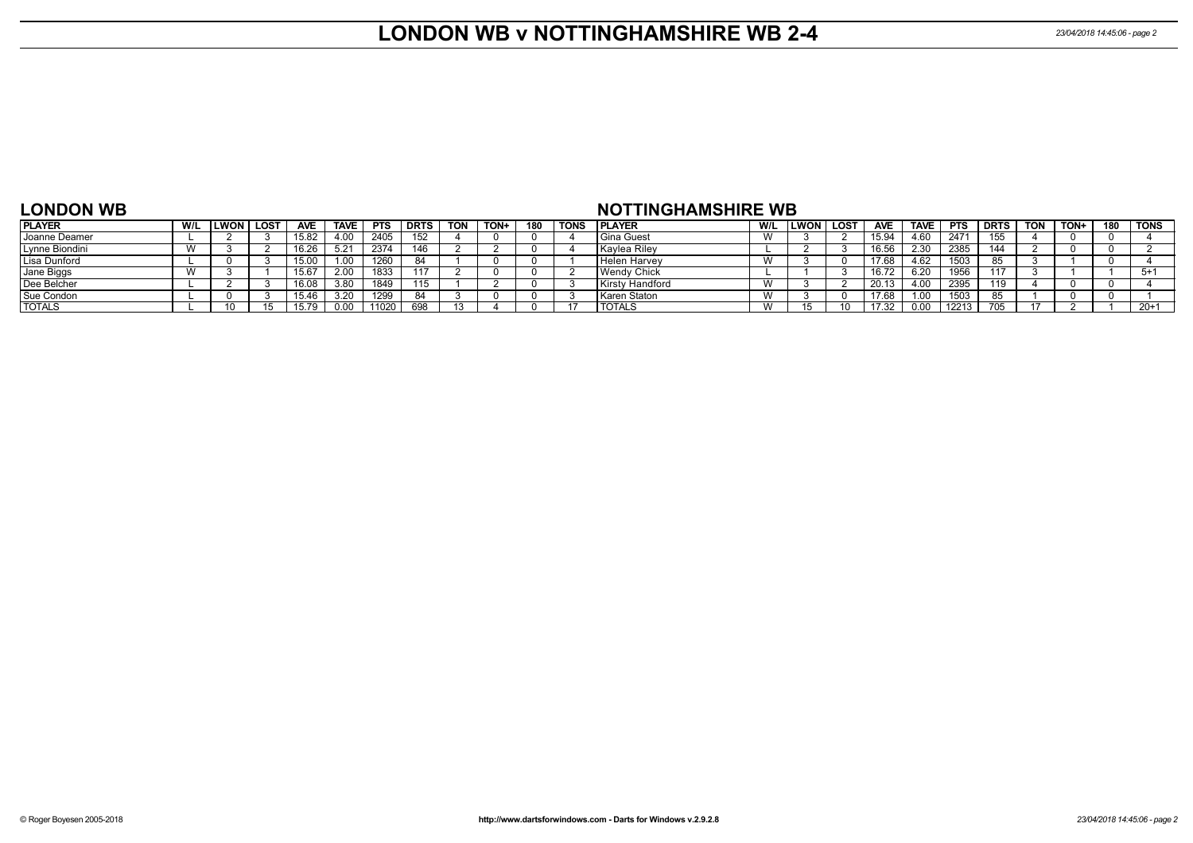# LONDON WB v NOTTINGHAMSHIRE WB 2-4

## LONDON WB

| PLAYER | W/L | LWON | LOST | AVE | TAVE | PTS | DRTS | TON | TON+ | 180 | TONS |
|---|---|---|---|---|---|---|---|---|---|---|---|
| Joanne Deamer | L | 2 | 3 | 15.82 | 4.00 | 2405 | 152 | 4 | 0 | 0 | 4 |
| Lynne Biondini | W | 3 | 2 | 16.26 | 5.21 | 2374 | 146 | 2 | 2 | 0 | 4 |
| Lisa Dunford | L | 0 | 3 | 15.00 | 1.00 | 1260 | 84 | 1 | 0 | 0 | 1 |
| Jane Biggs | W | 3 | 1 | 15.67 | 2.00 | 1833 | 117 | 2 | 0 | 0 | 2 |
| Dee Belcher | L | 2 | 3 | 16.08 | 3.80 | 1849 | 115 | 1 | 2 | 0 | 3 |
| Sue Condon | L | 0 | 3 | 15.46 | 3.20 | 1299 | 84 | 3 | 0 | 0 | 3 |
| TOTALS | L | 10 | 15 | 15.79 | 0.00 | 11020 | 698 | 13 | 4 | 0 | 17 |

## NOTTINGHAMSHIRE WB

| PLAYER | W/L | LWON | LOST | AVE | TAVE | PTS | DRTS | TON | TON+ | 180 | TONS |
|---|---|---|---|---|---|---|---|---|---|---|---|
| Gina Guest | W | 3 | 2 | 15.94 | 4.60 | 2471 | 155 | 4 | 0 | 0 | 4 |
| Kaylea Riley | L | 2 | 3 | 16.56 | 2.30 | 2385 | 144 | 2 | 0 | 0 | 2 |
| Helen Harvey | W | 3 | 0 | 17.68 | 4.62 | 1503 | 85 | 3 | 1 | 0 | 4 |
| Wendy Chick | L | 1 | 3 | 16.72 | 6.20 | 1956 | 117 | 3 | 1 | 1 | 5+1 |
| Kirsty Handford | W | 3 | 2 | 20.13 | 4.00 | 2395 | 119 | 4 | 0 | 0 | 4 |
| Karen Staton | W | 3 | 0 | 17.68 | 1.00 | 1503 | 85 | 1 | 0 | 0 | 1 |
| TOTALS | W | 15 | 10 | 17.32 | 0.00 | 12213 | 705 | 17 | 2 | 1 | 20+1 |